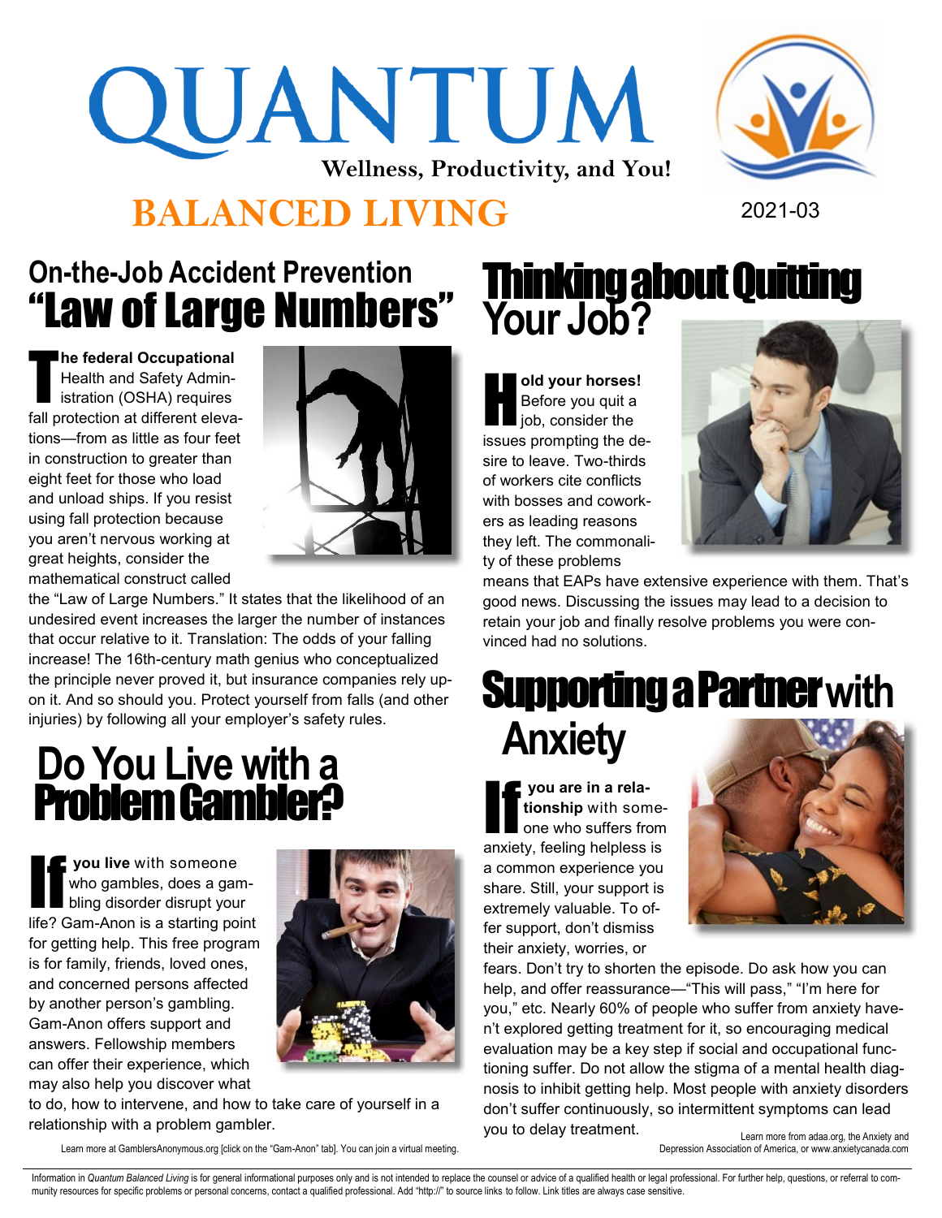# QUANTUM

**Wellness, Productivity, and You!**

# BALANCED LIVING

2021-03

## On-the-Job Accident Prevention "Law of Large Numbers"

**The federal Occupational** Health and Safety Administration (OSHA) requires fall protection at different elevations—from as little as four feet in construction to greater than eight feet for those who load and unload ships. If you resist using fall protection because you aren't nervous working at great heights, consider the mathematical construct called the "Law of Large Numbers." It states that the likelihood of an undesired event increases the larger the number of instances that occur relative to it. Translation: The odds of your falling increase! The 16th-century math genius who conceptualized the principle never proved it, but insurance companies rely upon it. And so should you. Protect yourself from falls (and other injuries) by following all your employer's safety rules.

## Do You Live with a Problem Gambler?

**If you live** with someone who gambles, does a gambling disorder disrupt your life? Gam-Anon is a starting point for getting help. This free program is for family, friends, loved ones, and concerned persons affected by another person's gambling. Gam-Anon offers support and answers. Fellowship members can offer their experience, which may also help you discover what to do, how to intervene, and how to take care of yourself in a relationship with a problem gambler.

Learn more at GamblersAnonymous.org [click on the "Gam-Anon" tab]. You can join a virtual meeting.

## Thinking about Quitting Your Job?

**Hold your horses!** Before you quit a job, consider the issues prompting the desire to leave. Two-thirds of workers cite conflicts with bosses and coworkers as leading reasons they left. The commonality of these problems means that EAPs have extensive experience with them. That's good news. Discussing the issues may lead to a decision to retain your job and finally resolve problems you were convinced had no solutions.

## Supporting a Partner with Anxiety

**If you are in a relationship** with someone who suffers from anxiety, feeling helpless is a common experience you share. Still, your support is extremely valuable. To offer support, don't dismiss their anxiety, worries, or fears. Don't try to shorten the episode. Do ask how you can help, and offer reassurance—"This will pass," "I'm here for you," etc. Nearly 60% of people who suffer from anxiety haven't explored getting treatment for it, so encouraging medical evaluation may be a key step if social and occupational functioning suffer. Do not allow the stigma of a mental health diagnosis to inhibit getting help. Most people with anxiety disorders don't suffer continuously, so intermittent symptoms can lead you to delay treatment.

Learn more from adaa.org, the Anxiety and Depression Association of America, or www.anxietycanada.com

Information in *Quantum Balanced Living* is for general informational purposes only and is not intended to replace the counsel or advice of a qualified health or legal professional. For further help, questions, or referral to community resources for specific problems or personal concerns, contact a qualified professional. Add "http://" to source links to follow. Link titles are always case sensitive.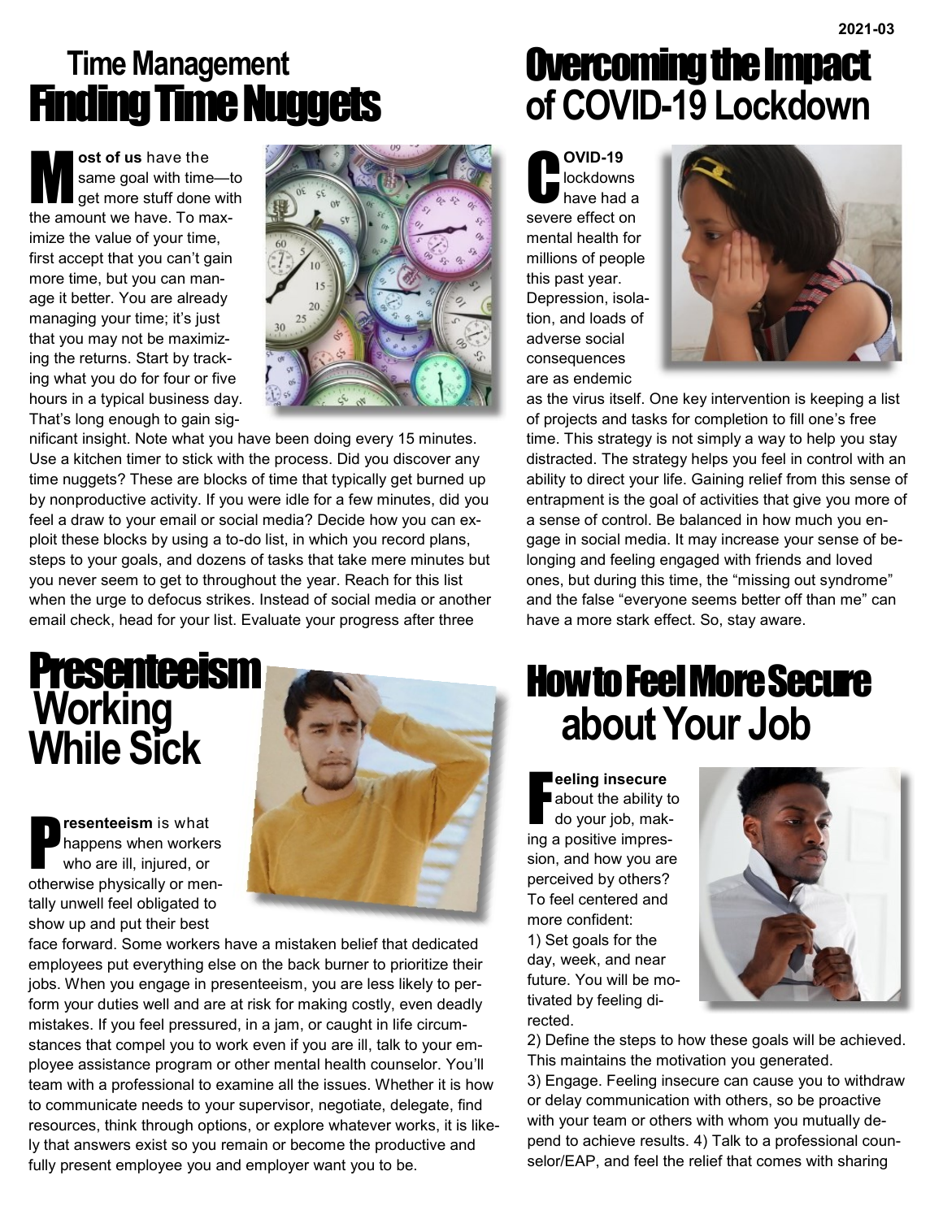# Time Management
## Finding Time Nuggets

**Most of us** have the same goal with time—to get more stuff done with the amount we have. To maximize the value of your time, first accept that you can't gain more time, but you can manage it better. You are already managing your time; it's just that you may not be maximizing the returns. Start by tracking what you do for four or five hours in a typical business day. That's long enough to gain significant insight. Note what you have been doing every 15 minutes. Use a kitchen timer to stick with the process. Did you discover any time nuggets? These are blocks of time that typically get burned up by nonproductive activity. If you were idle for a few minutes, did you feel a draw to your email or social media? Decide how you can exploit these blocks by using a to-do list, in which you record plans, steps to your goals, and dozens of tasks that take mere minutes but you never seem to get to throughout the year. Reach for this list when the urge to defocus strikes. Instead of social media or another email check, head for your list. Evaluate your progress after three

# Overcoming the Impact of COVID-19 Lockdown

**COVID-19** lockdowns have had a severe effect on mental health for millions of people this past year. Depression, isolation, and loads of adverse social consequences are as endemic as the virus itself. One key intervention is keeping a list of projects and tasks for completion to fill one's free time. This strategy is not simply a way to help you stay distracted. The strategy helps you feel in control with an ability to direct your life. Gaining relief from this sense of entrapment is the goal of activities that give you more of a sense of control. Be balanced in how much you engage in social media. It may increase your sense of belonging and feeling engaged with friends and loved ones, but during this time, the "missing out syndrome" and the false "everyone seems better off than me" can have a more stark effect. So, stay aware.

# Presenteeism
## Working While Sick

**Presenteeism** is what happens when workers who are ill, injured, or otherwise physically or mentally unwell feel obligated to show up and put their best face forward. Some workers have a mistaken belief that dedicated employees put everything else on the back burner to prioritize their jobs. When you engage in presenteeism, you are less likely to perform your duties well and are at risk for making costly, even deadly mistakes. If you feel pressured, in a jam, or caught in life circumstances that compel you to work even if you are ill, talk to your employee assistance program or other mental health counselor. You'll team with a professional to examine all the issues. Whether it is how to communicate needs to your supervisor, negotiate, delegate, find resources, think through options, or explore whatever works, it is likely that answers exist so you remain or become the productive and fully present employee you and employer want you to be.

# How to Feel More Secure about Your Job

**Feeling insecure** about the ability to do your job, making a positive impression, and how you are perceived by others? To feel centered and more confident:

1) Set goals for the day, week, and near future. You will be motivated by feeling directed.

2) Define the steps to how these goals will be achieved. This maintains the motivation you generated.

3) Engage. Feeling insecure can cause you to withdraw or delay communication with others, so be proactive with your team or others with whom you mutually depend to achieve results. 4) Talk to a professional counselor/EAP, and feel the relief that comes with sharing